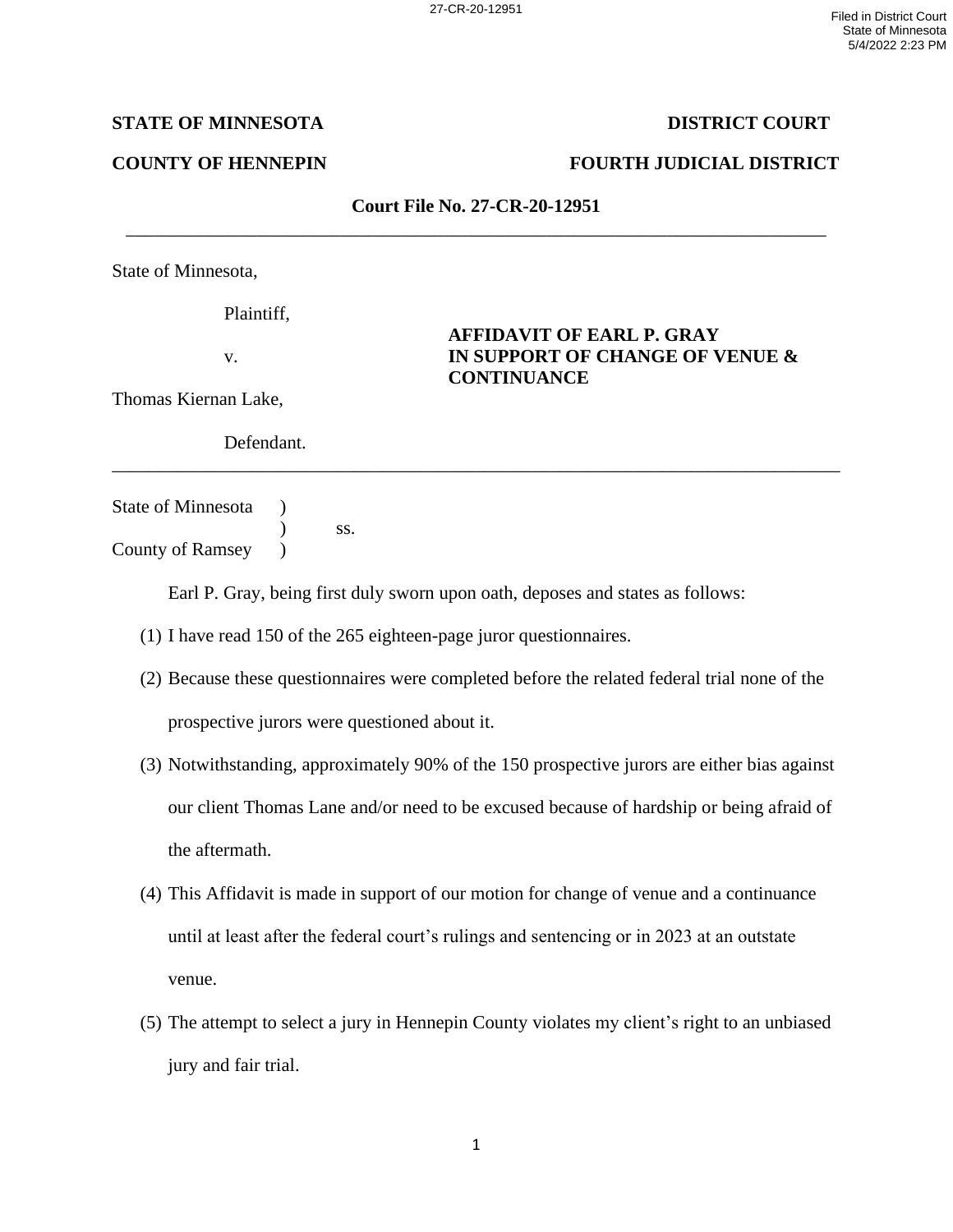**STATE OF MINNESOTA** **DISTRICT COURT**

**COUNTY OF HENNEPIN** **FOURTH JUDICIAL DISTRICT**

**Court File No. 27-CR-20-12951**

State of Minnesota,

Plaintiff,

v.

Thomas Kiernan Lake,

Defendant.

**AFFIDAVIT OF EARL P. GRAY IN SUPPORT OF CHANGE OF VENUE & CONTINUANCE**

State of Minnesota )
) ss.
County of Ramsey )

Earl P. Gray, being first duly sworn upon oath, deposes and states as follows:

(1) I have read 150 of the 265 eighteen-page juror questionnaires.

(2) Because these questionnaires were completed before the related federal trial none of the prospective jurors were questioned about it.

(3) Notwithstanding, approximately 90% of the 150 prospective jurors are either bias against our client Thomas Lane and/or need to be excused because of hardship or being afraid of the aftermath.

(4) This Affidavit is made in support of our motion for change of venue and a continuance until at least after the federal court's rulings and sentencing or in 2023 at an outstate venue.

(5) The attempt to select a jury in Hennepin County violates my client's right to an unbiased jury and fair trial.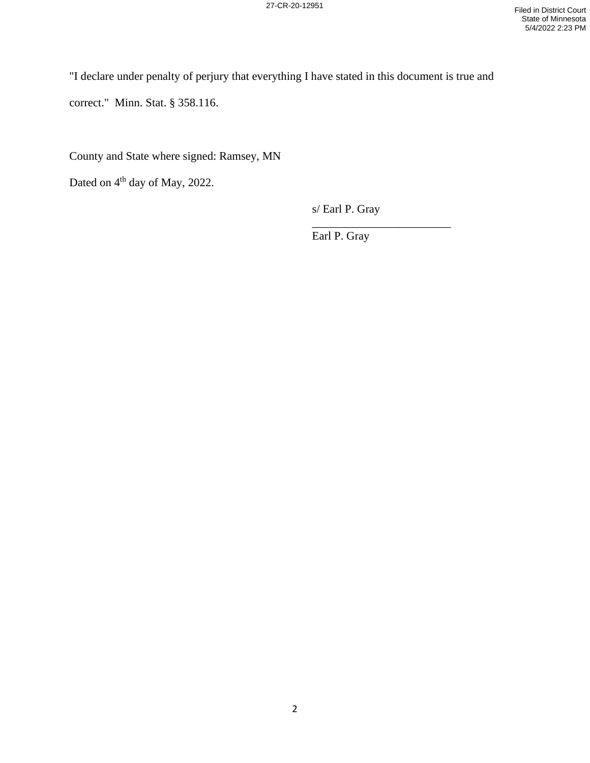"I declare under penalty of perjury that everything I have stated in this document is true and correct." Minn. Stat. § 358.116.

County and State where signed: Ramsey, MN

Dated on 4th day of May, 2022.

s/ Earl P. Gray

_________________________

Earl P. Gray